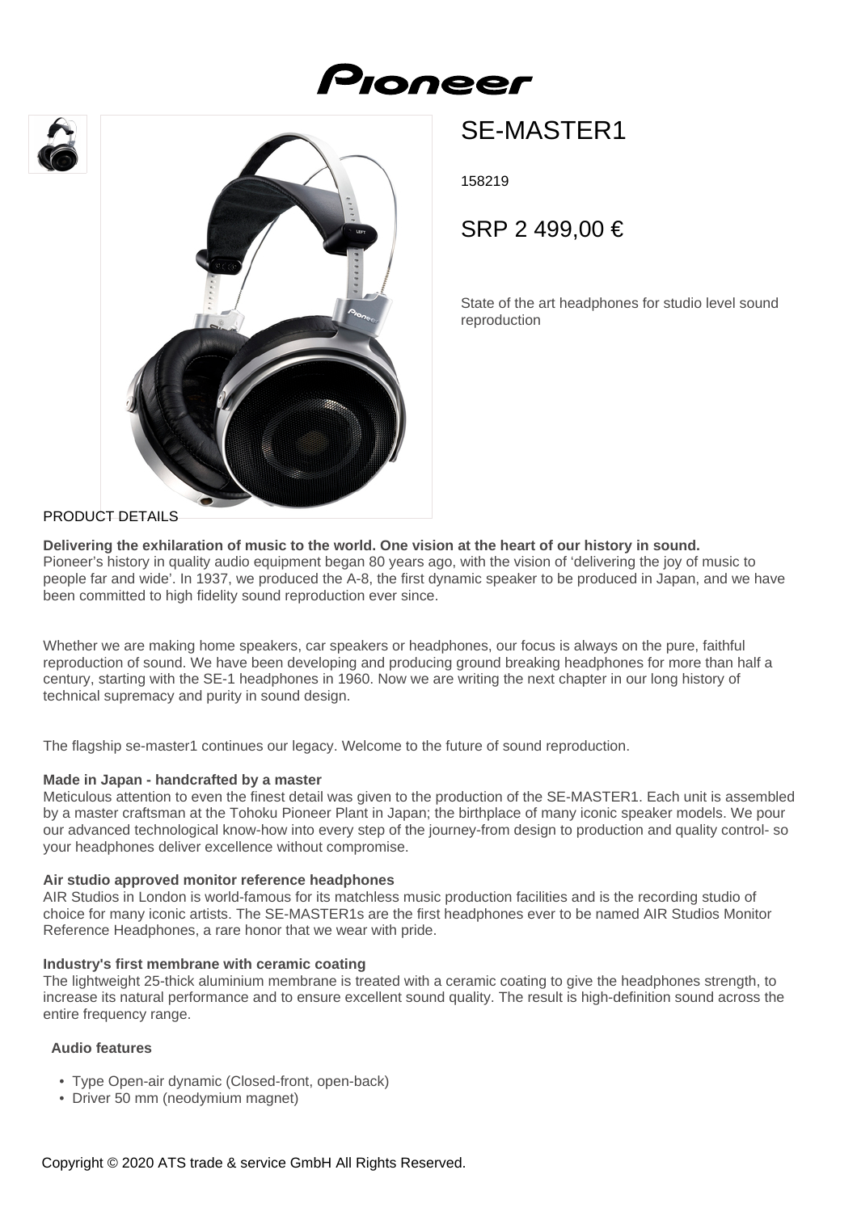# SE-MASTER1

158219

SRP 2 499,00 €

State of the art headphones for studio level sound reproduction

PRODUCT DETAILS

**Delivering the exhilaration of music to the world. One vision at the heart of our history in sound.**
Pioneer's history in quality audio equipment began 80 years ago, with the vision of 'delivering the joy of music to people far and wide'. In 1937, we produced the A-8, the first dynamic speaker to be produced in Japan, and we have been committed to high fidelity sound reproduction ever since.

Whether we are making home speakers, car speakers or headphones, our focus is always on the pure, faithful reproduction of sound. We have been developing and producing ground breaking headphones for more than half a century, starting with the SE-1 headphones in 1960. Now we are writing the next chapter in our long history of technical supremacy and purity in sound design.

The flagship se-master1 continues our legacy. Welcome to the future of sound reproduction.

**Made in Japan - handcrafted by a master**
Meticulous attention to even the finest detail was given to the production of the SE-MASTER1. Each unit is assembled by a master craftsman at the Tohoku Pioneer Plant in Japan; the birthplace of many iconic speaker models. We pour our advanced technological know-how into every step of the journey-from design to production and quality control- so your headphones deliver excellence without compromise.

**Air studio approved monitor reference headphones**
AIR Studios in London is world-famous for its matchless music production facilities and is the recording studio of choice for many iconic artists. The SE-MASTER1s are the first headphones ever to be named AIR Studios Monitor Reference Headphones, a rare honor that we wear with pride.

**Industry's first membrane with ceramic coating**
The lightweight 25-thick aluminium membrane is treated with a ceramic coating to give the headphones strength, to increase its natural performance and to ensure excellent sound quality. The result is high-definition sound across the entire frequency range.

**Audio features**

- Type Open-air dynamic (Closed-front, open-back)
- Driver 50 mm (neodymium magnet)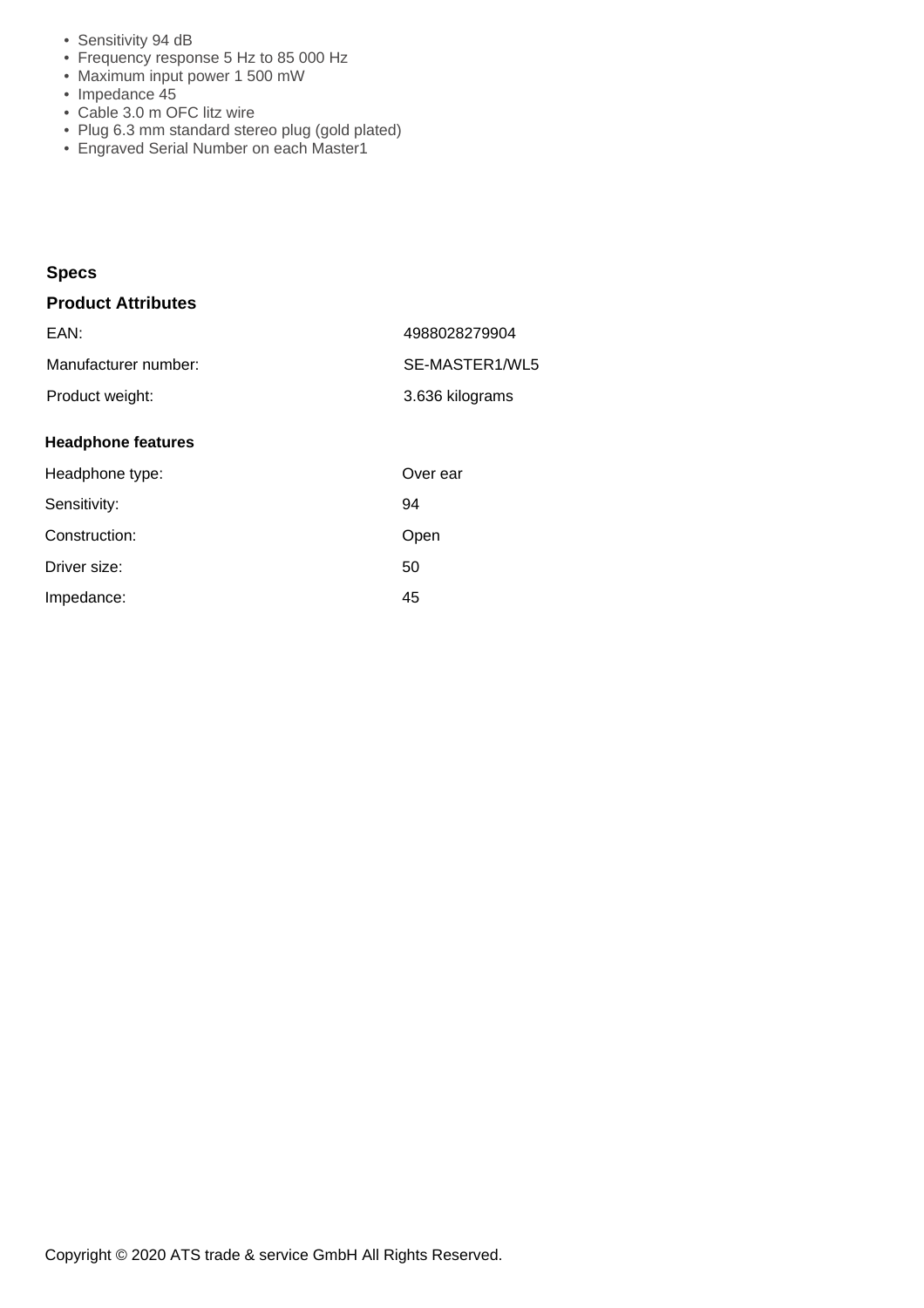- Sensitivity 94 dB
- Frequency response 5 Hz to 85 000 Hz
- Maximum input power 1 500 mW
- Impedance 45
- Cable 3.0 m OFC litz wire
- Plug 6.3 mm standard stereo plug (gold plated)
- Engraved Serial Number on each Master1

## Specs

### Product Attributes

| | |
|---|---|
| EAN: | 4988028279904 |
| Manufacturer number: | SE-MASTER1/WL5 |
| Product weight: | 3.636 kilograms |

### Headphone features

| | |
|---|---|
| Headphone type: | Over ear |
| Sensitivity: | 94 |
| Construction: | Open |
| Driver size: | 50 |
| Impedance: | 45 |

Copyright © 2020 ATS trade & service GmbH All Rights Reserved.